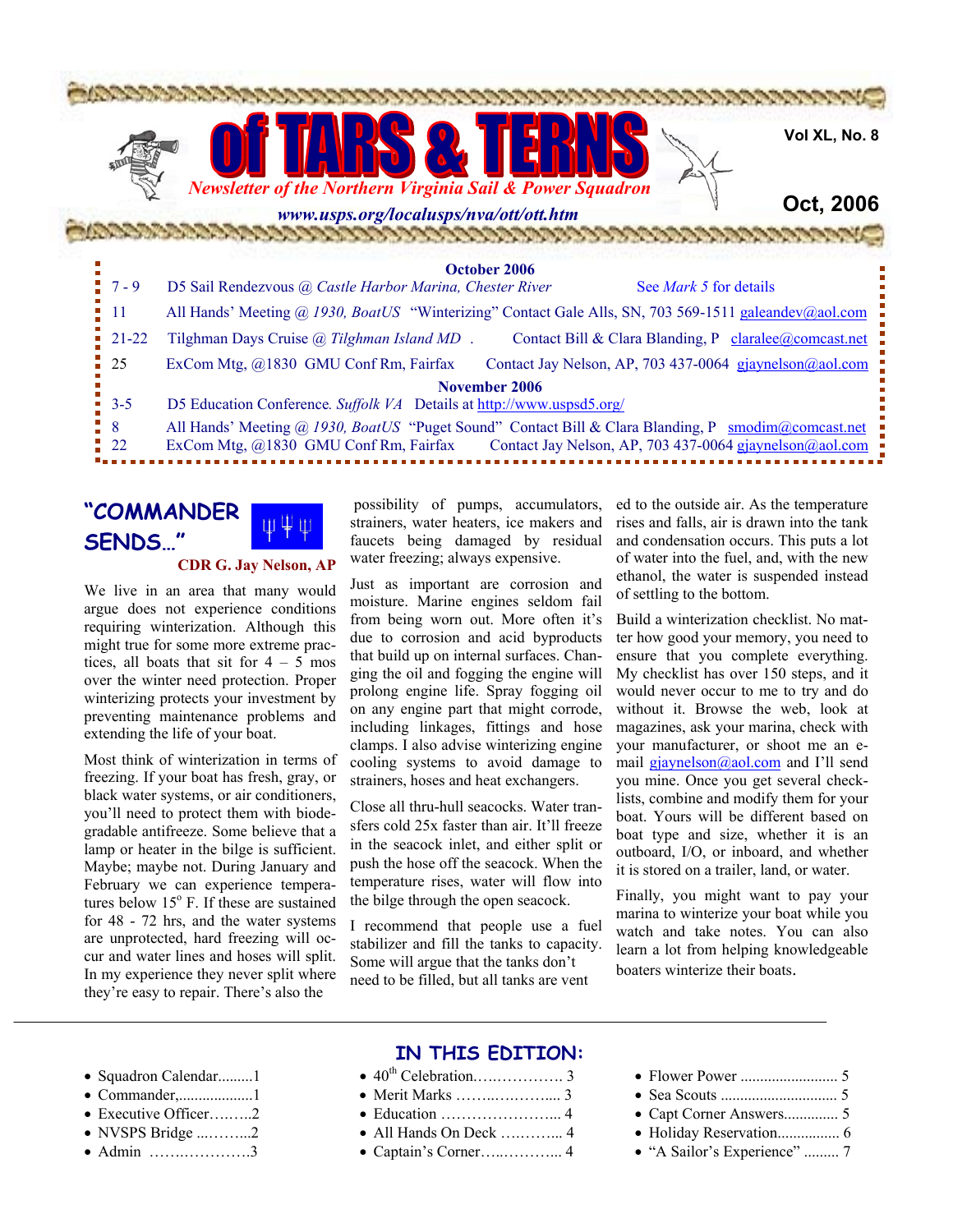# of TARS & TERNS

*Newsletter of the Northern Virginia Sail & Power Squadron*

*www.usps.org/localusps/nva/ott/ott.htm*

Vol XL, No. 8

Oct, 2006

**October 2006**

| | | |
|---|---|---|
| 7 - 9 | D5 Sail Rendezvous @ *Castle Harbor Marina, Chester River* | See *Mark 5* for details |
| 11 | All Hands' Meeting @ *1930, BoatUS* "Winterizing" | Contact Gale Alls, SN, 703 569-1511 galeandev@aol.com |
| 21-22 | Tilghman Days Cruise @ *Tilghman Island MD* . | Contact Bill & Clara Blanding, P claralee@comcast.net |
| 25 | ExCom Mtg, @1830 GMU Conf Rm, Fairfax | Contact Jay Nelson, AP, 703 437-0064 gjaynelson@aol.com |

**November 2006**

| | | |
|---|---|---|
| 3-5 | D5 Education Conference. *Suffolk VA* | Details at http://www.uspsd5.org/ |
| 8 | All Hands' Meeting @ *1930, BoatUS* "Puget Sound" | Contact Bill & Clara Blanding, P smodim@comcast.net |
| 22 | ExCom Mtg, @1830 GMU Conf Rm, Fairfax | Contact Jay Nelson, AP, 703 437-0064 gjaynelson@aol.com |

## "COMMANDER SENDS…"

**CDR G. Jay Nelson, AP**

We live in an area that many would argue does not experience conditions requiring winterization. Although this might true for some more extreme practices, all boats that sit for 4 – 5 mos over the winter need protection. Proper winterizing protects your investment by preventing maintenance problems and extending the life of your boat.

Most think of winterization in terms of freezing. If your boat has fresh, gray, or black water systems, or air conditioners, you'll need to protect them with biodegradable antifreeze. Some believe that a lamp or heater in the bilge is sufficient. Maybe; maybe not. During January and February we can experience temperatures below 15° F. If these are sustained for 48 - 72 hrs, and the water systems are unprotected, hard freezing will occur and water lines and hoses will split. In my experience they never split where they're easy to repair. There's also the possibility of pumps, accumulators, strainers, water heaters, ice makers and faucets being damaged by residual water freezing; always expensive.

Just as important are corrosion and moisture. Marine engines seldom fail from being worn out. More often it's due to corrosion and acid byproducts that build up on internal surfaces. Changing the oil and fogging the engine will prolong engine life. Spray fogging oil on any engine part that might corrode, including linkages, fittings and hose clamps. I also advise winterizing engine cooling systems to avoid damage to strainers, hoses and heat exchangers.

Close all thru-hull seacocks. Water transfers cold 25x faster than air. It'll freeze in the seacock inlet, and either split or push the hose off the seacock. When the temperature rises, water will flow into the bilge through the open seacock.

I recommend that people use a fuel stabilizer and fill the tanks to capacity. Some will argue that the tanks don't need to be filled, but all tanks are vented to the outside air. As the temperature rises and falls, air is drawn into the tank and condensation occurs. This puts a lot of water into the fuel, and, with the new ethanol, the water is suspended instead of settling to the bottom.

Build a winterization checklist. No matter how good your memory, you need to ensure that you complete everything. My checklist has over 150 steps, and it would never occur to me to try and do without it. Browse the web, look at magazines, ask your marina, check with your manufacturer, or shoot me an e-mail gjaynelson@aol.com and I'll send you mine. Once you get several checklists, combine and modify them for your boat. Yours will be different based on boat type and size, whether it is an outboard, I/O, or inboard, and whether it is stored on a trailer, land, or water.

Finally, you might want to pay your marina to winterize your boat while you watch and take notes. You can also learn a lot from helping knowledgeable boaters winterize their boats.

## IN THIS EDITION:

- Squadron Calendar.........1
- Commander,...................1
- Executive Officer……...2
- NVSPS Bridge ...……...2
- Admin …….…………..3
- 40th Celebration.….…………. 3
- Merit Marks ……..……….... 3
- Education …………………... 4
- All Hands On Deck …….…... 4
- Captain's Corner…..………... 4
- Flower Power ......................... 5
- Sea Scouts .............................. 5
- Capt Corner Answers.............. 5
- Holiday Reservation................ 6
- "A Sailor's Experience" ......... 7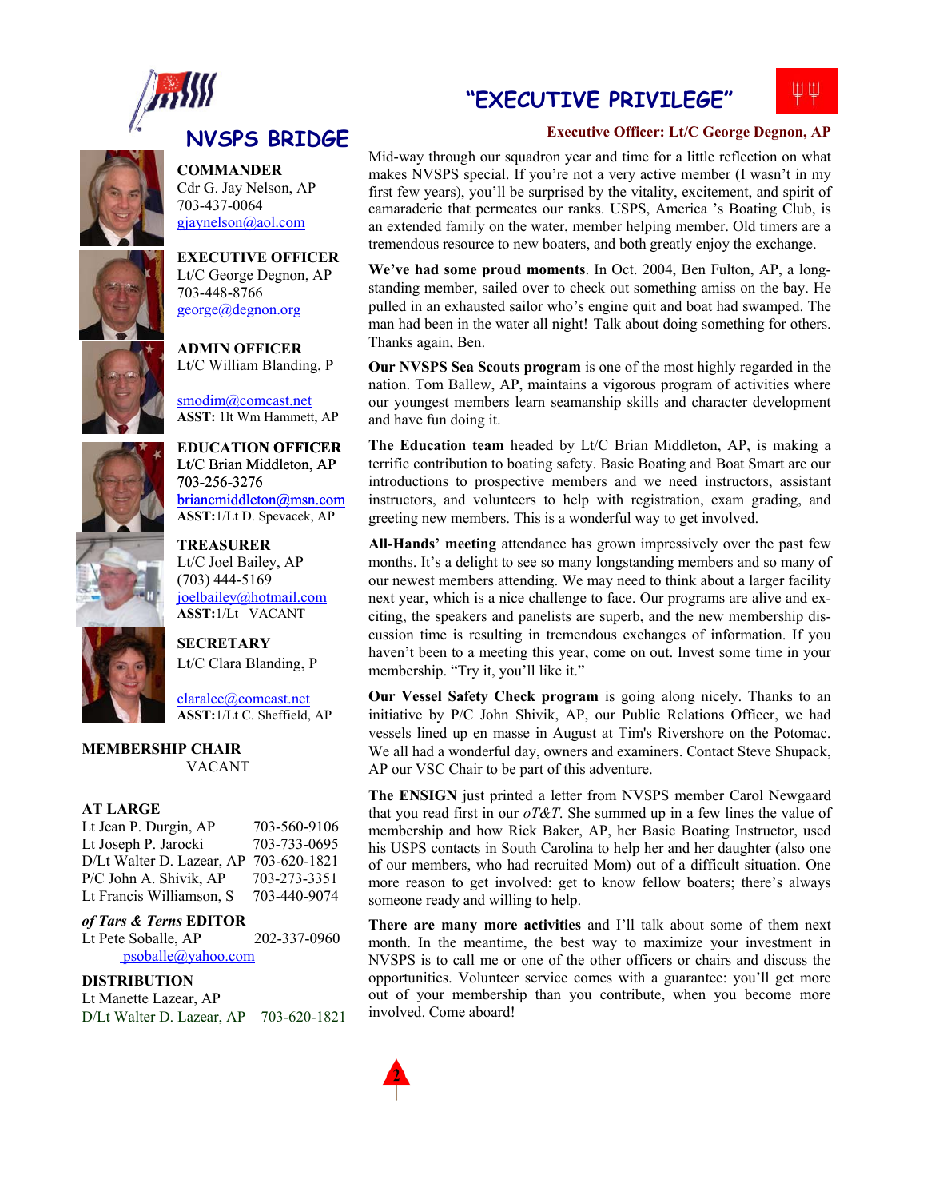## NVSPS BRIDGE

**COMMANDER**
Cdr G. Jay Nelson, AP
703-437-0064
gjaynelson@aol.com

**EXECUTIVE OFFICER**
Lt/C George Degnon, AP
703-448-8766
george@degnon.org

**ADMIN OFFICER**
Lt/C William Blanding, P

smodim@comcast.net
**ASST:** 1lt Wm Hammett, AP

**EDUCATION OFFICER**
Lt/C Brian Middleton, AP
703-256-3276
briancmiddleton@msn.com
**ASST:**1/Lt D. Spevacek, AP

**TREASURER**
Lt/C Joel Bailey, AP
(703) 444-5169
joelbailey@hotmail.com
**ASST:**1/Lt VACANT

**SECRETARY**
Lt/C Clara Blanding, P

claralee@comcast.net
**ASST:**1/Lt C. Sheffield, AP

**MEMBERSHIP CHAIR**
VACANT

**AT LARGE**

| | |
|---|---|
| Lt Jean P. Durgin, AP | 703-560-9106 |
| Lt Joseph P. Jarocki | 703-733-0695 |
| D/Lt Walter D. Lazear, AP | 703-620-1821 |
| P/C John A. Shivik, AP | 703-273-3351 |
| Lt Francis Williamson, S | 703-440-9074 |

***of Tars & Terns* EDITOR**
Lt Pete Soballe, AP 202-337-0960
psoballe@yahoo.com

**DISTRIBUTION**
Lt Manette Lazear, AP
D/Lt Walter D. Lazear, AP 703-620-1821

## "EXECUTIVE PRIVILEGE"

**Executive Officer: Lt/C George Degnon, AP**

Mid-way through our squadron year and time for a little reflection on what makes NVSPS special. If you're not a very active member (I wasn't in my first few years), you'll be surprised by the vitality, excitement, and spirit of camaraderie that permeates our ranks. USPS, America 's Boating Club, is an extended family on the water, member helping member. Old timers are a tremendous resource to new boaters, and both greatly enjoy the exchange.

**We've had some proud moments**. In Oct. 2004, Ben Fulton, AP, a long-standing member, sailed over to check out something amiss on the bay. He pulled in an exhausted sailor who's engine quit and boat had swamped. The man had been in the water all night! Talk about doing something for others. Thanks again, Ben.

**Our NVSPS Sea Scouts program** is one of the most highly regarded in the nation. Tom Ballew, AP, maintains a vigorous program of activities where our youngest members learn seamanship skills and character development and have fun doing it.

**The Education team** headed by Lt/C Brian Middleton, AP, is making a terrific contribution to boating safety. Basic Boating and Boat Smart are our introductions to prospective members and we need instructors, assistant instructors, and volunteers to help with registration, exam grading, and greeting new members. This is a wonderful way to get involved.

**All-Hands' meeting** attendance has grown impressively over the past few months. It's a delight to see so many longstanding members and so many of our newest members attending. We may need to think about a larger facility next year, which is a nice challenge to face. Our programs are alive and exciting, the speakers and panelists are superb, and the new membership discussion time is resulting in tremendous exchanges of information. If you haven't been to a meeting this year, come on out. Invest some time in your membership. "Try it, you'll like it."

**Our Vessel Safety Check program** is going along nicely. Thanks to an initiative by P/C John Shivik, AP, our Public Relations Officer, we had vessels lined up en masse in August at Tim's Rivershore on the Potomac. We all had a wonderful day, owners and examiners. Contact Steve Shupack, AP our VSC Chair to be part of this adventure.

**The ENSIGN** just printed a letter from NVSPS member Carol Newgaard that you read first in our *oT&T*. She summed up in a few lines the value of membership and how Rick Baker, AP, her Basic Boating Instructor, used his USPS contacts in South Carolina to help her and her daughter (also one of our members, who had recruited Mom) out of a difficult situation. One more reason to get involved: get to know fellow boaters; there's always someone ready and willing to help.

**There are many more activities** and I'll talk about some of them next month. In the meantime, the best way to maximize your investment in NVSPS is to call me or one of the other officers or chairs and discuss the opportunities. Volunteer service comes with a guarantee: you'll get more out of your membership than you contribute, when you become more involved. Come aboard!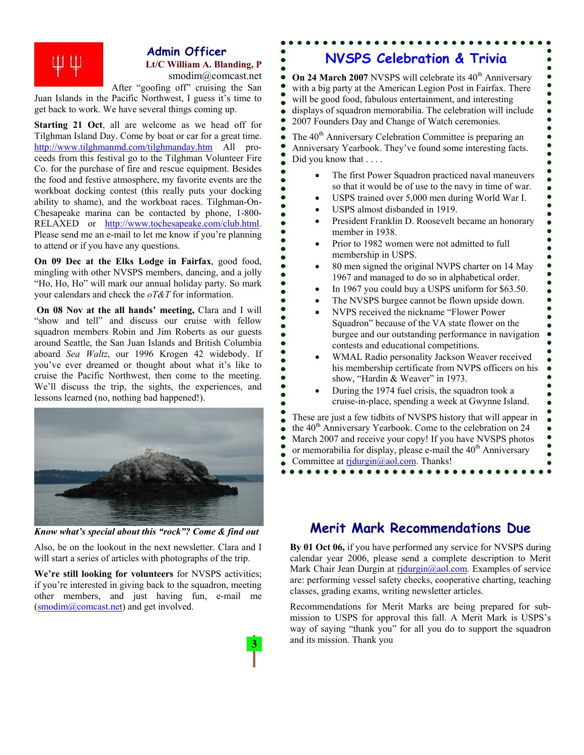## Admin Officer

**Lt/C William A. Blanding, P**
smodim@comcast.net

After "goofing off" cruising the San Juan Islands in the Pacific Northwest, I guess it's time to get back to work. We have several things coming up.

**Starting 21 Oct**, all are welcome as we head off for Tilghman Island Day. Come by boat or car for a great time. http://www.tilghmanmd.com/tilghmanday.htm All proceeds from this festival go to the Tilghman Volunteer Fire Co. for the purchase of fire and rescue equipment. Besides the food and festive atmosphere, my favorite events are the workboat docking contest (this really puts your docking ability to shame), and the workboat races. Tilghman-On-Chesapeake marina can be contacted by phone, 1-800-RELAXED or http://www.tochesapeake.com/club.html. Please send me an e-mail to let me know if you're planning to attend or if you have any questions.

**On 09 Dec at the Elks Lodge in Fairfax**, good food, mingling with other NVSPS members, dancing, and a jolly "Ho, Ho, Ho" will mark our annual holiday party. So mark your calendars and check the *oT&T* for information.

**On 08 Nov at the all hands' meeting,** Clara and I will "show and tell" and discuss our cruise with fellow squadron members Robin and Jim Roberts as our guests around Seattle, the San Juan Islands and British Columbia aboard *Sea Waltz*, our 1996 Krogen 42 widebody. If you've ever dreamed or thought about what it's like to cruise the Pacific Northwest, then come to the meeting. We'll discuss the trip, the sights, the experiences, and lessons learned (no, nothing bad happened!).

***Know what's special about this "rock"? Come & find out***

Also, be on the lookout in the next newsletter. Clara and I will start a series of articles with photographs of the trip.

**We're still looking for volunteers** for NVSPS activities; if you're interested in giving back to the squadron, meeting other members, and just having fun, e-mail me (smodim@comcast.net) and get involved.

## NVSPS Celebration & Trivia

**On 24 March 2007** NVSPS will celebrate its 40th Anniversary with a big party at the American Legion Post in Fairfax. There will be good food, fabulous entertainment, and interesting displays of squadron memorabilia. The celebration will include 2007 Founders Day and Change of Watch ceremonies.

The 40th Anniversary Celebration Committee is preparing an Anniversary Yearbook. They've found some interesting facts. Did you know that . . . .

- The first Power Squadron practiced naval maneuvers so that it would be of use to the navy in time of war.
- USPS trained over 5,000 men during World War I.
- USPS almost disbanded in 1919.
- President Franklin D. Roosevelt became an honorary member in 1938.
- Prior to 1982 women were not admitted to full membership in USPS.
- 80 men signed the original NVPS charter on 14 May 1967 and managed to do so in alphabetical order.
- In 1967 you could buy a USPS uniform for $63.50.
- The NVSPS burgee cannot be flown upside down.
- NVPS received the nickname "Flower Power Squadron" because of the VA state flower on the burgee and our outstanding performance in navigation contests and educational competitions.
- WMAL Radio personality Jackson Weaver received his membership certificate from NVPS officers on his show, "Hardin & Weaver" in 1973.
- During the 1974 fuel crisis, the squadron took a cruise-in-place, spending a week at Gwynne Island.

These are just a few tidbits of NVSPS history that will appear in the 40th Anniversary Yearbook. Come to the celebration on 24 March 2007 and receive your copy! If you have NVSPS photos or memorabilia for display, please e-mail the 40th Anniversary Committee at rjdurgin@aol.com. Thanks!

## Merit Mark Recommendations Due

**By 01 Oct 06,** if you have performed any service for NVSPS during calendar year 2006, please send a complete description to Merit Mark Chair Jean Durgin at rjdurgin@aol.com. Examples of service are: performing vessel safety checks, cooperative charting, teaching classes, grading exams, writing newsletter articles.

Recommendations for Merit Marks are being prepared for submission to USPS for approval this fall. A Merit Mark is USPS's way of saying "thank you" for all you do to support the squadron and its mission. Thank you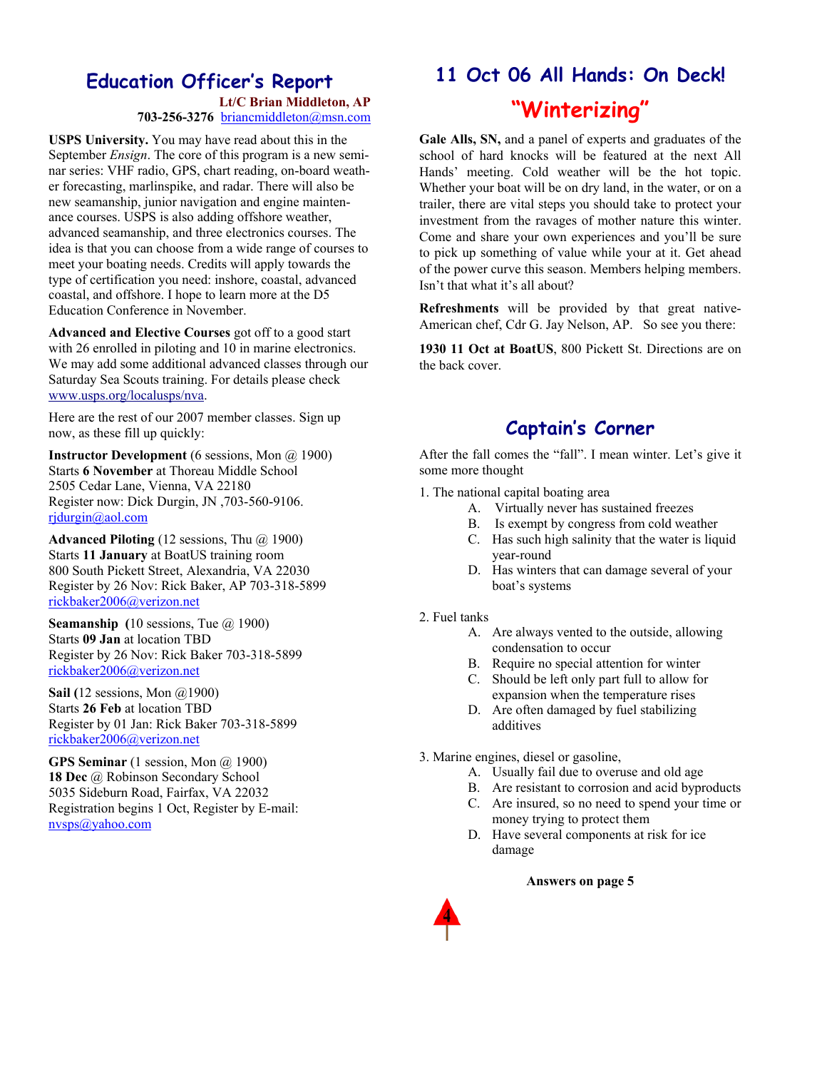## Education Officer's Report

**Lt/C Brian Middleton, AP**
**703-256-3276** briancmiddleton@msn.com

**USPS University.** You may have read about this in the September *Ensign*. The core of this program is a new seminar series: VHF radio, GPS, chart reading, on-board weather forecasting, marlinspike, and radar. There will also be new seamanship, junior navigation and engine maintenance courses. USPS is also adding offshore weather, advanced seamanship, and three electronics courses. The idea is that you can choose from a wide range of courses to meet your boating needs. Credits will apply towards the type of certification you need: inshore, coastal, advanced coastal, and offshore. I hope to learn more at the D5 Education Conference in November.

**Advanced and Elective Courses** got off to a good start with 26 enrolled in piloting and 10 in marine electronics. We may add some additional advanced classes through our Saturday Sea Scouts training. For details please check www.usps.org/localusps/nva.

Here are the rest of our 2007 member classes. Sign up now, as these fill up quickly:

**Instructor Development** (6 sessions, Mon @ 1900)
Starts **6 November** at Thoreau Middle School
2505 Cedar Lane, Vienna, VA 22180
Register now: Dick Durgin, JN ,703-560-9106.
rjdurgin@aol.com

**Advanced Piloting** (12 sessions, Thu @ 1900)
Starts **11 January** at BoatUS training room
800 South Pickett Street, Alexandria, VA 22030
Register by 26 Nov: Rick Baker, AP 703-318-5899
rickbaker2006@verizon.net

**Seamanship (**10 sessions, Tue @ 1900)
Starts **09 Jan** at location TBD
Register by 26 Nov: Rick Baker 703-318-5899
rickbaker2006@verizon.net

**Sail (**12 sessions, Mon @1900)
Starts **26 Feb** at location TBD
Register by 01 Jan: Rick Baker 703-318-5899
rickbaker2006@verizon.net

**GPS Seminar** (1 session, Mon @ 1900)
**18 Dec** @ Robinson Secondary School
5035 Sideburn Road, Fairfax, VA 22032
Registration begins 1 Oct, Register by E-mail:
nvsps@yahoo.com

## 11 Oct 06 All Hands: On Deck!

## "Winterizing"

**Gale Alls, SN,** and a panel of experts and graduates of the school of hard knocks will be featured at the next All Hands' meeting. Cold weather will be the hot topic. Whether your boat will be on dry land, in the water, or on a trailer, there are vital steps you should take to protect your investment from the ravages of mother nature this winter. Come and share your own experiences and you'll be sure to pick up something of value while your at it. Get ahead of the power curve this season. Members helping members. Isn't that what it's all about?

**Refreshments** will be provided by that great native-American chef, Cdr G. Jay Nelson, AP. So see you there:

**1930 11 Oct at BoatUS**, 800 Pickett St. Directions are on the back cover.

## Captain's Corner

After the fall comes the "fall". I mean winter. Let's give it some more thought

1. The national capital boating area
   - A. Virtually never has sustained freezes
   - B. Is exempt by congress from cold weather
   - C. Has such high salinity that the water is liquid year-round
   - D. Has winters that can damage several of your boat's systems

2. Fuel tanks
   - A. Are always vented to the outside, allowing condensation to occur
   - B. Require no special attention for winter
   - C. Should be left only part full to allow for expansion when the temperature rises
   - D. Are often damaged by fuel stabilizing additives

3. Marine engines, diesel or gasoline,
   - A. Usually fail due to overuse and old age
   - B. Are resistant to corrosion and acid byproducts
   - C. Are insured, so no need to spend your time or money trying to protect them
   - D. Have several components at risk for ice damage

**Answers on page 5**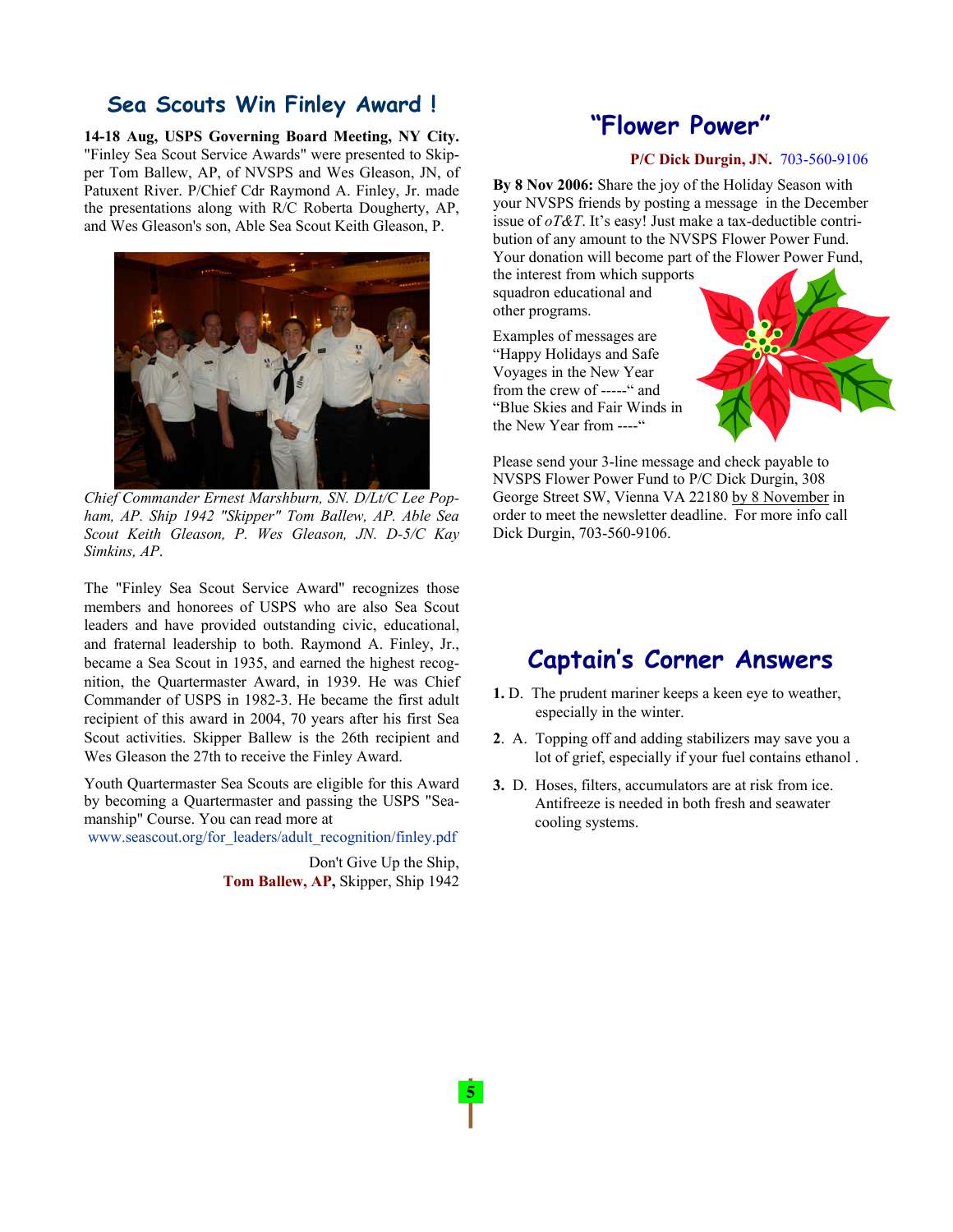## Sea Scouts Win Finley Award !

**14-18 Aug, USPS Governing Board Meeting, NY City.** "Finley Sea Scout Service Awards" were presented to Skipper Tom Ballew, AP, of NVSPS and Wes Gleason, JN, of Patuxent River. P/Chief Cdr Raymond A. Finley, Jr. made the presentations along with R/C Roberta Dougherty, AP, and Wes Gleason's son, Able Sea Scout Keith Gleason, P.

*Chief Commander Ernest Marshburn, SN. D/Lt/C Lee Popham, AP. Ship 1942 "Skipper" Tom Ballew, AP. Able Sea Scout Keith Gleason, P. Wes Gleason, JN. D-5/C Kay Simkins, AP.*

The "Finley Sea Scout Service Award" recognizes those members and honorees of USPS who are also Sea Scout leaders and have provided outstanding civic, educational, and fraternal leadership to both. Raymond A. Finley, Jr., became a Sea Scout in 1935, and earned the highest recognition, the Quartermaster Award, in 1939. He was Chief Commander of USPS in 1982-3. He became the first adult recipient of this award in 2004, 70 years after his first Sea Scout activities. Skipper Ballew is the 26th recipient and Wes Gleason the 27th to receive the Finley Award.

Youth Quartermaster Sea Scouts are eligible for this Award by becoming a Quartermaster and passing the USPS "Seamanship" Course. You can read more at www.seascout.org/for_leaders/adult_recognition/finley.pdf

Don't Give Up the Ship,
**Tom Ballew, AP,** Skipper, Ship 1942

## "Flower Power"

**P/C Dick Durgin, JN.** 703-560-9106

**By 8 Nov 2006:** Share the joy of the Holiday Season with your NVSPS friends by posting a message in the December issue of *oT&T*. It's easy! Just make a tax-deductible contribution of any amount to the NVSPS Flower Power Fund. Your donation will become part of the Flower Power Fund, the interest from which supports squadron educational and other programs.

Examples of messages are "Happy Holidays and Safe Voyages in the New Year from the crew of -----" and "Blue Skies and Fair Winds in the New Year from ----"

Please send your 3-line message and check payable to NVSPS Flower Power Fund to P/C Dick Durgin, 308 George Street SW, Vienna VA 22180 by 8 November in order to meet the newsletter deadline. For more info call Dick Durgin, 703-560-9106.

## Captain's Corner Answers

**1.** D. The prudent mariner keeps a keen eye to weather, especially in the winter.

**2**. A. Topping off and adding stabilizers may save you a lot of grief, especially if your fuel contains ethanol .

**3.** D. Hoses, filters, accumulators are at risk from ice. Antifreeze is needed in both fresh and seawater cooling systems.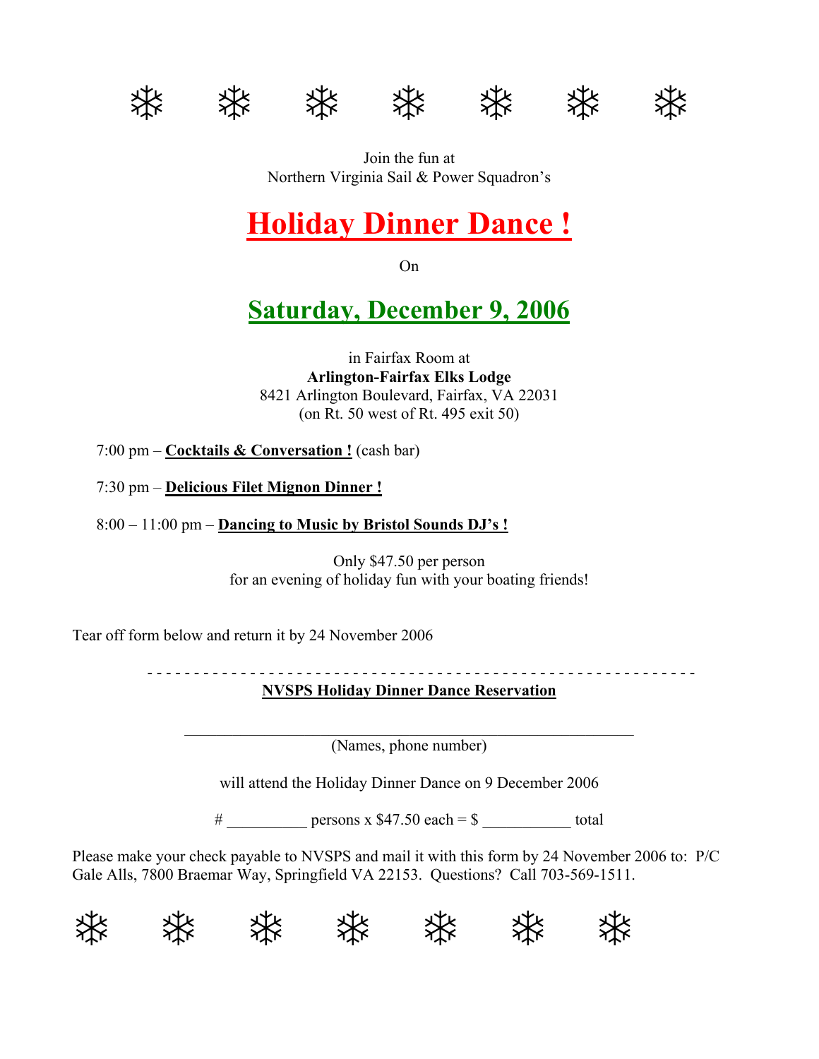❄ ❄ ❄ ❄ ❄ ❄ ❄

Join the fun at
Northern Virginia Sail & Power Squadron's

# Holiday Dinner Dance !

On

## Saturday, December 9, 2006

in Fairfax Room at
**Arlington-Fairfax Elks Lodge**
8421 Arlington Boulevard, Fairfax, VA 22031
(on Rt. 50 west of Rt. 495 exit 50)

7:00 pm – **Cocktails & Conversation !** (cash bar)

7:30 pm – **Delicious Filet Mignon Dinner !**

8:00 – 11:00 pm – **Dancing to Music by Bristol Sounds DJ's !**

Only $47.50 per person
for an evening of holiday fun with your boating friends!

Tear off form below and return it by 24 November 2006

- - - - - - - - - - - - - - - - - - - - - - - - - - - - - - - - - - - - - - - - - - - - - - - - - - - - - - - - - -

**NVSPS Holiday Dinner Dance Reservation**

______________________________________________________
(Names, phone number)

will attend the Holiday Dinner Dance on 9 December 2006

# __________ persons x $47.50 each = $ ___________ total

Please make your check payable to NVSPS and mail it with this form by 24 November 2006 to: P/C Gale Alls, 7800 Braemar Way, Springfield VA 22153. Questions? Call 703-569-1511.

❄ ❄ ❄ ❄ ❄ ❄ ❄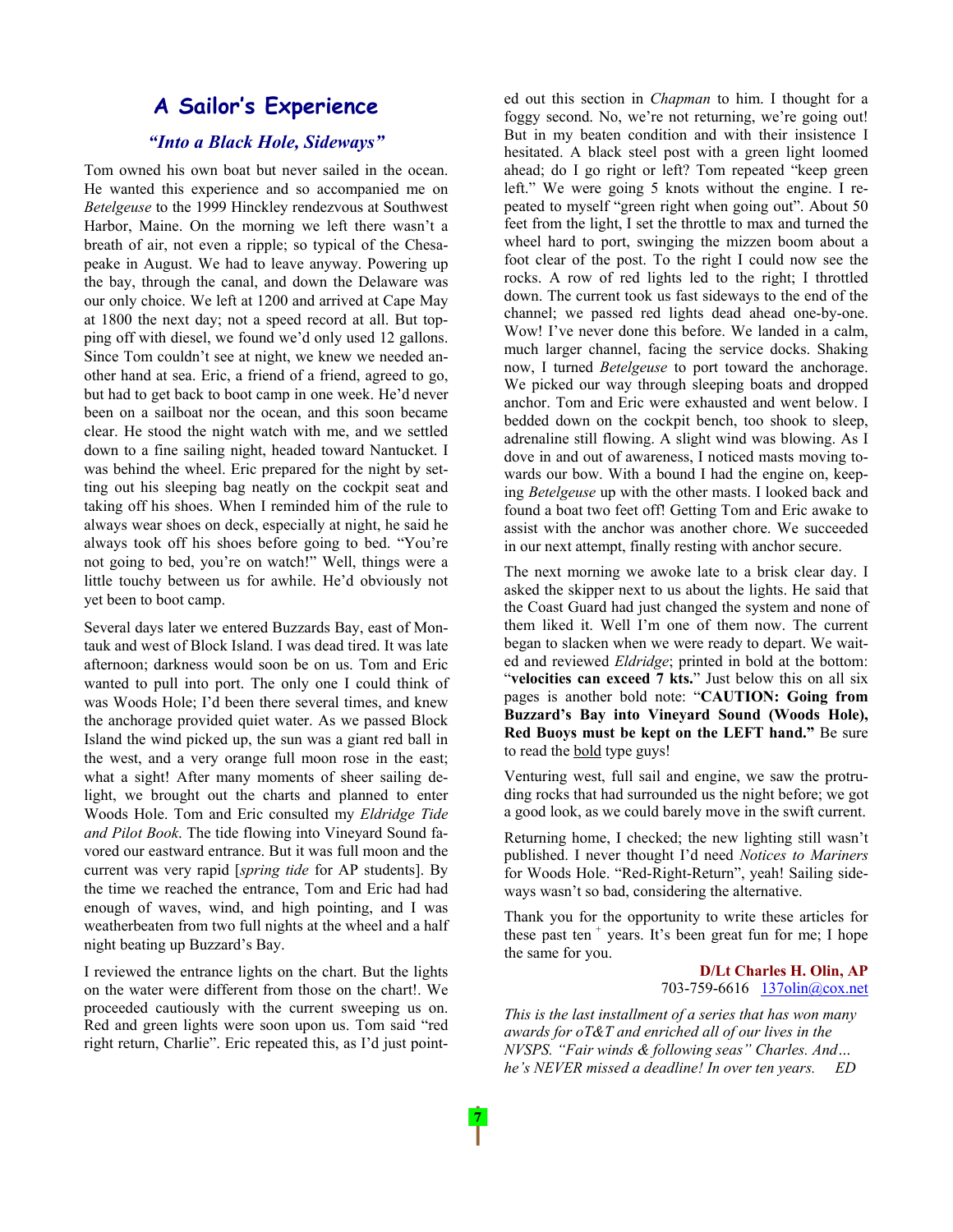# A Sailor's Experience

## *"Into a Black Hole, Sideways"*

Tom owned his own boat but never sailed in the ocean. He wanted this experience and so accompanied me on *Betelgeuse* to the 1999 Hinckley rendezvous at Southwest Harbor, Maine. On the morning we left there wasn't a breath of air, not even a ripple; so typical of the Chesapeake in August. We had to leave anyway. Powering up the bay, through the canal, and down the Delaware was our only choice. We left at 1200 and arrived at Cape May at 1800 the next day; not a speed record at all. But topping off with diesel, we found we'd only used 12 gallons. Since Tom couldn't see at night, we knew we needed another hand at sea. Eric, a friend of a friend, agreed to go, but had to get back to boot camp in one week. He'd never been on a sailboat nor the ocean, and this soon became clear. He stood the night watch with me, and we settled down to a fine sailing night, headed toward Nantucket. I was behind the wheel. Eric prepared for the night by setting out his sleeping bag neatly on the cockpit seat and taking off his shoes. When I reminded him of the rule to always wear shoes on deck, especially at night, he said he always took off his shoes before going to bed. "You're not going to bed, you're on watch!" Well, things were a little touchy between us for awhile. He'd obviously not yet been to boot camp.

Several days later we entered Buzzards Bay, east of Montauk and west of Block Island. I was dead tired. It was late afternoon; darkness would soon be on us. Tom and Eric wanted to pull into port. The only one I could think of was Woods Hole; I'd been there several times, and knew the anchorage provided quiet water. As we passed Block Island the wind picked up, the sun was a giant red ball in the west, and a very orange full moon rose in the east; what a sight! After many moments of sheer sailing delight, we brought out the charts and planned to enter Woods Hole. Tom and Eric consulted my *Eldridge Tide and Pilot Book*. The tide flowing into Vineyard Sound favored our eastward entrance. But it was full moon and the current was very rapid [*spring tide* for AP students]. By the time we reached the entrance, Tom and Eric had had enough of waves, wind, and high pointing, and I was weatherbeaten from two full nights at the wheel and a half night beating up Buzzard's Bay.

I reviewed the entrance lights on the chart. But the lights on the water were different from those on the chart!. We proceeded cautiously with the current sweeping us on. Red and green lights were soon upon us. Tom said "red right return, Charlie". Eric repeated this, as I'd just pointed out this section in *Chapman* to him. I thought for a foggy second. No, we're not returning, we're going out! But in my beaten condition and with their insistence I hesitated. A black steel post with a green light loomed ahead; do I go right or left? Tom repeated "keep green left." We were going 5 knots without the engine. I repeated to myself "green right when going out". About 50 feet from the light, I set the throttle to max and turned the wheel hard to port, swinging the mizzen boom about a foot clear of the post. To the right I could now see the rocks. A row of red lights led to the right; I throttled down. The current took us fast sideways to the end of the channel; we passed red lights dead ahead one-by-one. Wow! I've never done this before. We landed in a calm, much larger channel, facing the service docks. Shaking now, I turned *Betelgeuse* to port toward the anchorage. We picked our way through sleeping boats and dropped anchor. Tom and Eric were exhausted and went below. I bedded down on the cockpit bench, too shook to sleep, adrenaline still flowing. A slight wind was blowing. As I dove in and out of awareness, I noticed masts moving towards our bow. With a bound I had the engine on, keeping *Betelgeuse* up with the other masts. I looked back and found a boat two feet off! Getting Tom and Eric awake to assist with the anchor was another chore. We succeeded in our next attempt, finally resting with anchor secure.

The next morning we awoke late to a brisk clear day. I asked the skipper next to us about the lights. He said that the Coast Guard had just changed the system and none of them liked it. Well I'm one of them now. The current began to slacken when we were ready to depart. We waited and reviewed *Eldridge*; printed in bold at the bottom: "**velocities can exceed 7 kts.**" Just below this on all six pages is another bold note: "**CAUTION: Going from Buzzard's Bay into Vineyard Sound (Woods Hole), Red Buoys must be kept on the LEFT hand.**" Be sure to read the <u>bold</u> type guys!

Venturing west, full sail and engine, we saw the protruding rocks that had surrounded us the night before; we got a good look, as we could barely move in the swift current.

Returning home, I checked; the new lighting still wasn't published. I never thought I'd need *Notices to Mariners* for Woods Hole. "Red-Right-Return", yeah! Sailing sideways wasn't so bad, considering the alternative.

Thank you for the opportunity to write these articles for these past ten + years. It's been great fun for me; I hope the same for you.

**D/Lt Charles H. Olin, AP**
703-759-6616 137olin@cox.net

*This is the last installment of a series that has won many awards for oT&T and enriched all of our lives in the NVSPS. "Fair winds & following seas" Charles. And… he's NEVER missed a deadline! In over ten years. ED*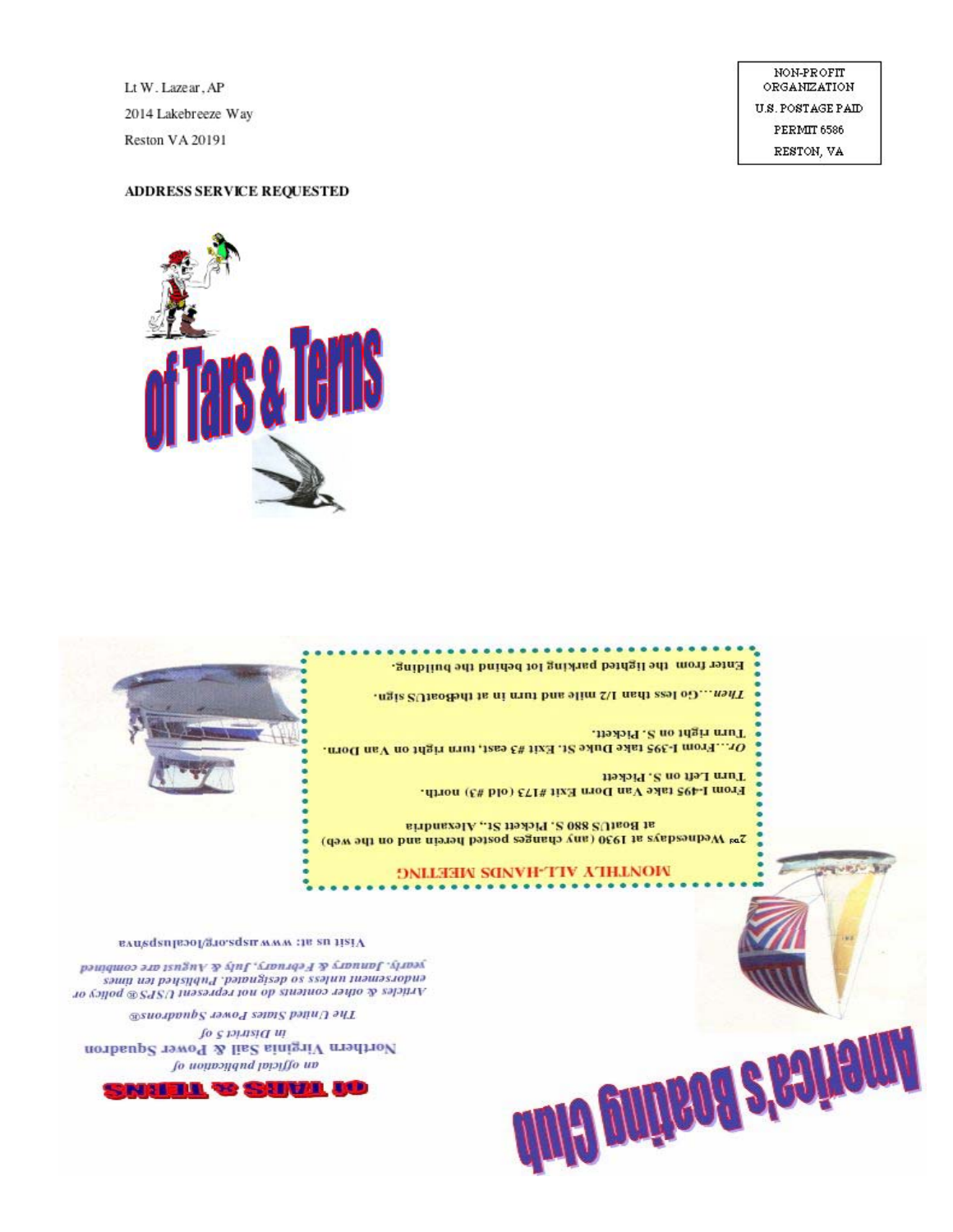Lt W. Lazear, AP

2014 Lakebreeze Way

Reston VA 20191

NON-PROFIT ORGANIZATION

U.S. POSTAGE PAID

PERMIT 6586

RESTON, VA

**ADDRESS SERVICE REQUESTED**

# of Tars & Terns

**MONTHLY ALL-HANDS MEETING**

2nd Wednesdays at 1930 (any changes posted herein and on the web) at BoatUS 880 S. Picket St., Alexandria

From I-495 take Van Dorn Exit #173 (old #3) north.

Turn Left on S. Pickett

*Or*...From I-395 take Duke St. Exit #3 east, turn right on Van Dorn.

Turn right on S. Pickett.

*Then*...Go less than 1/2 mile and turn in at theBoatUS sign.

Enter from the lighted parking lot behind the building.

**of TARS & TERNS**

*an official publication of*

Northern Virginia Sail & Power Squadron

*in District 5 of*

*The United States Power Squadrons®*

*Articles & other contents do not represent USPS® policy or endorsement unless so designated. Published ten times yearly. January & February, July & August are combined*

Visit us at: www.usps.org/localusps/nva

America's Boating Club